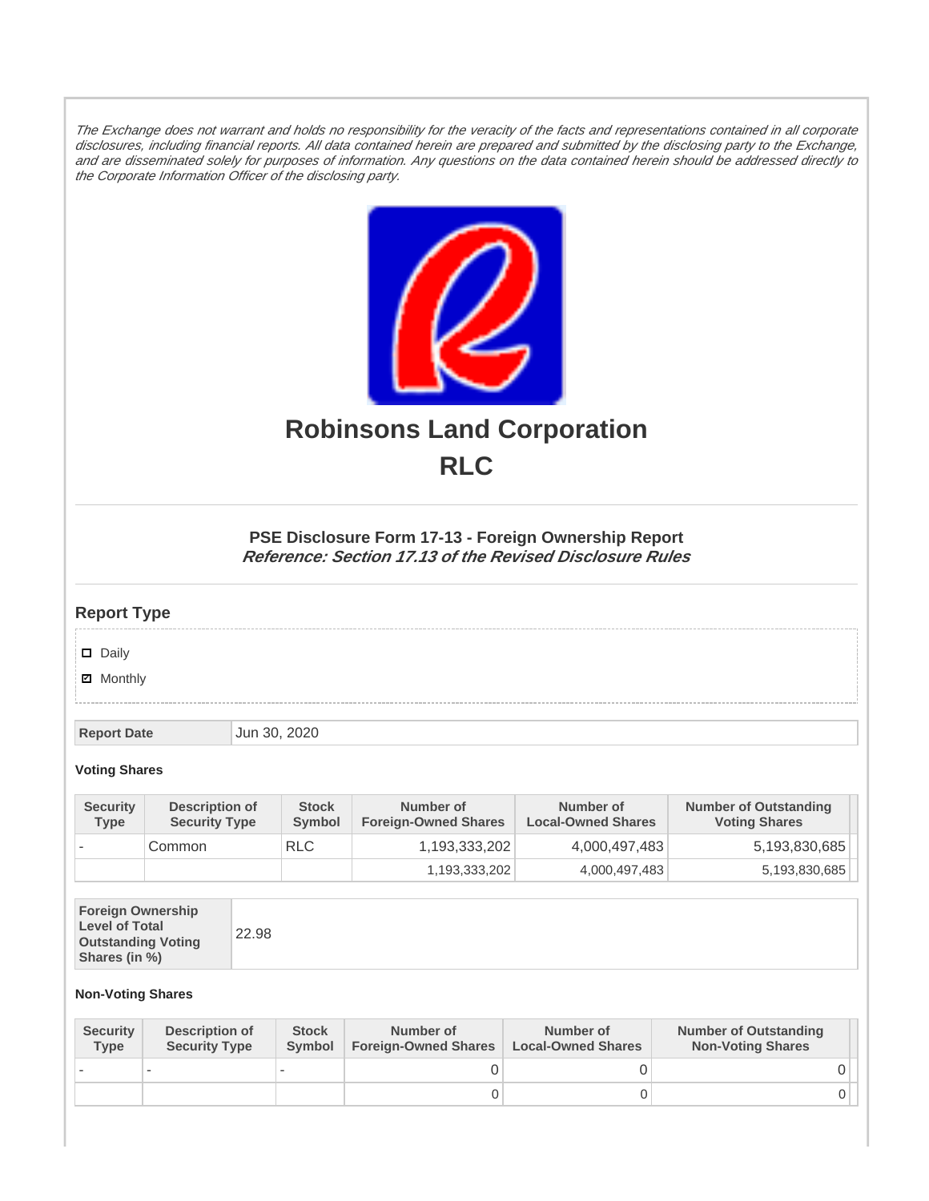*The Exchange does not warrant and holds no responsibility for the veracity of the facts and representations contained in all corporate disclosures, including financial reports. All data contained herein are prepared and submitted by the disclosing party to the Exchange, and are disseminated solely for purposes of information. Any questions on the data contained herein should be addressed directly to the Corporate Information Officer of the disclosing party.*

# Robinsons Land Corporation
# RLC

### PSE Disclosure Form 17-13 - Foreign Ownership Report
***Reference: Section 17.13 of the Revised Disclosure Rules***

## Report Type

- ☐ Daily
- ☑ Monthly

| Report Date | Jun 30, 2020 |
|---|---|

**Voting Shares**

| Security Type | Description of Security Type | Stock Symbol | Number of Foreign-Owned Shares | Number of Local-Owned Shares | Number of Outstanding Voting Shares |
|---|---|---|---|---|---|
| - | Common | RLC | 1,193,333,202 | 4,000,497,483 | 5,193,830,685 |
| | | | 1,193,333,202 | 4,000,497,483 | 5,193,830,685 |

| Foreign Ownership Level of Total Outstanding Voting Shares (in %) | 22.98 |
|---|---|

**Non-Voting Shares**

| Security Type | Description of Security Type | Stock Symbol | Number of Foreign-Owned Shares | Number of Local-Owned Shares | Number of Outstanding Non-Voting Shares |
|---|---|---|---|---|---|
| - | - | - | 0 | 0 | 0 |
| | | | 0 | 0 | 0 |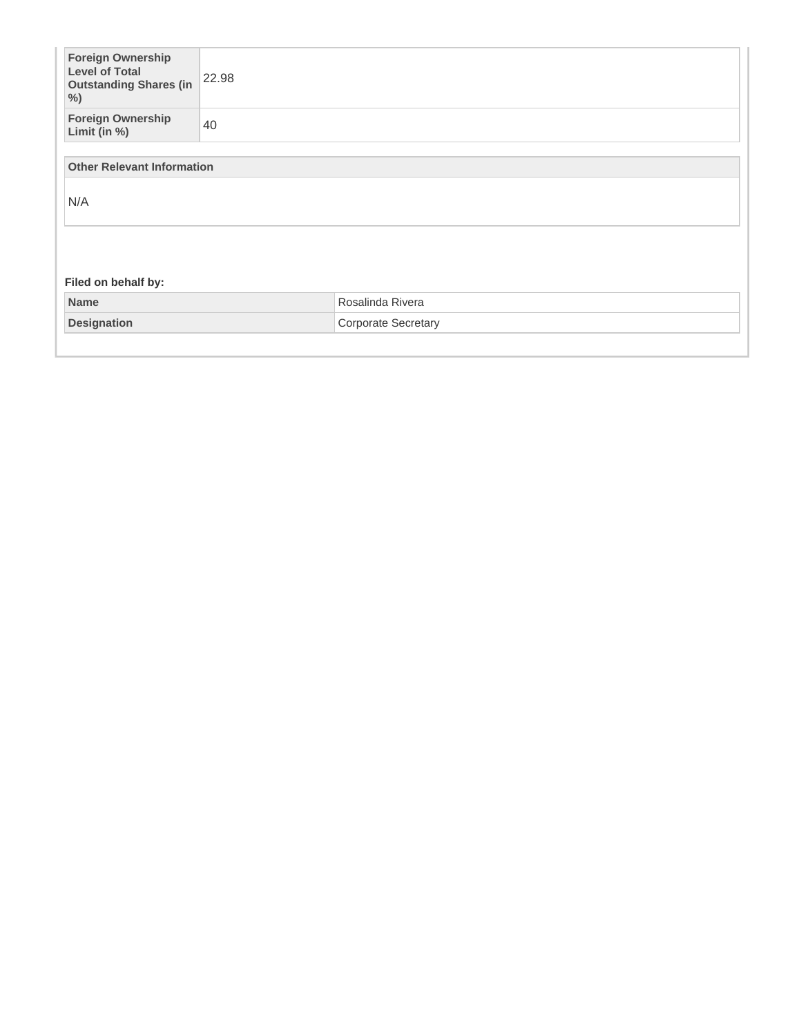| | |
|---|---|
| **Foreign Ownership Level of Total Outstanding Shares (in %)** | 22.98 |
| **Foreign Ownership Limit (in %)** | 40 |

| **Other Relevant Information** |
|---|
| N/A |

**Filed on behalf by:**

| | |
|---|---|
| **Name** | Rosalinda Rivera |
| **Designation** | Corporate Secretary |